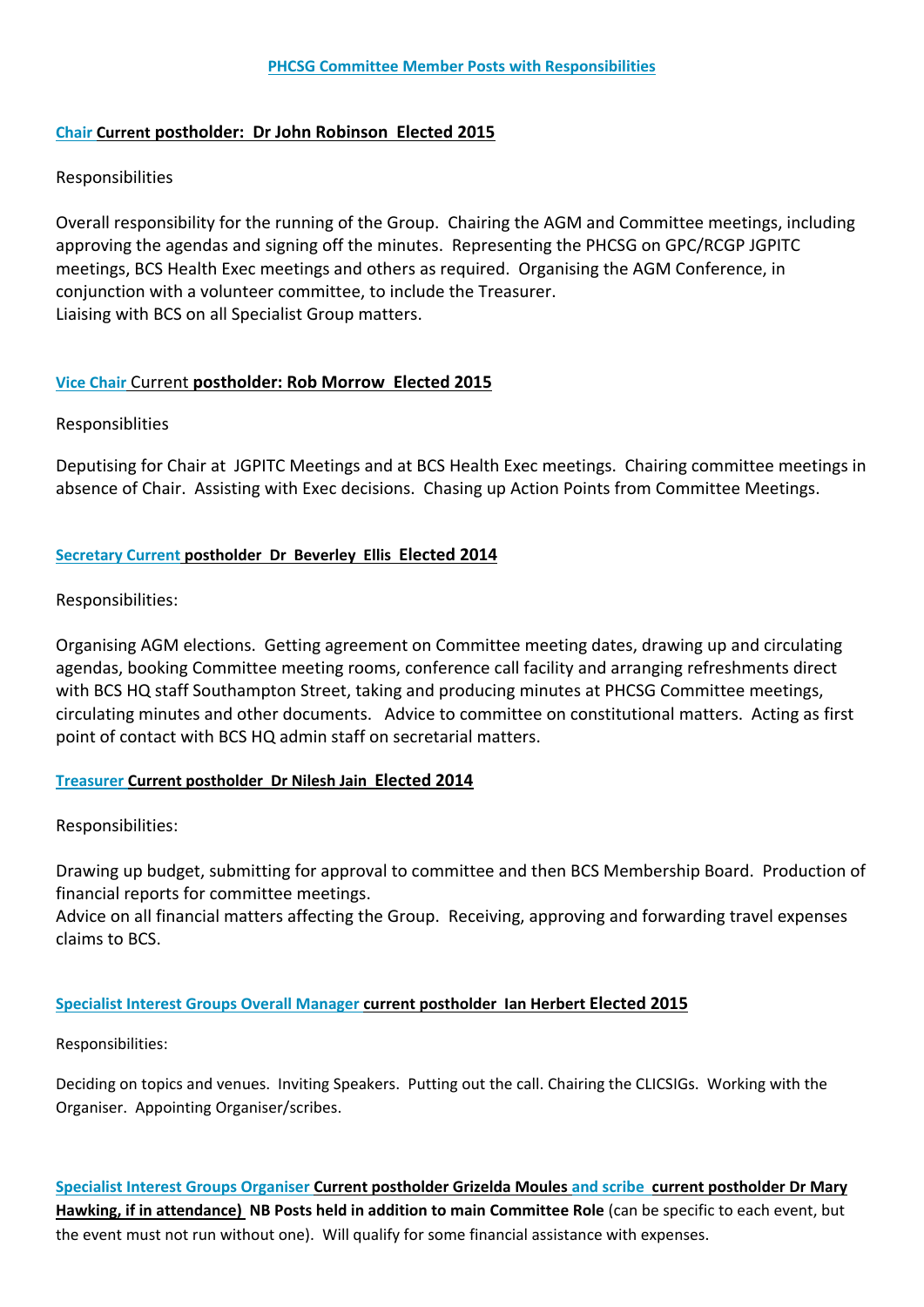# PHCSG Committee Member Posts with Responsibilities

## Chair Current postholder: Dr John Robinson Elected 2015

Responsibilities

Overall responsibility for the running of the Group. Chairing the AGM and Committee meetings, including approving the agendas and signing off the minutes. Representing the PHCSG on GPC/RCGP JGPITC meetings, BCS Health Exec meetings and others as required. Organising the AGM Conference, in conjunction with a volunteer committee, to include the Treasurer.
Liaising with BCS on all Specialist Group matters.

## Vice Chair Current postholder: Rob Morrow Elected 2015

Responsiblities

Deputising for Chair at JGPITC Meetings and at BCS Health Exec meetings. Chairing committee meetings in absence of Chair. Assisting with Exec decisions. Chasing up Action Points from Committee Meetings.

## Secretary Current postholder Dr Beverley Ellis Elected 2014

Responsibilities:

Organising AGM elections. Getting agreement on Committee meeting dates, drawing up and circulating agendas, booking Committee meeting rooms, conference call facility and arranging refreshments direct with BCS HQ staff Southampton Street, taking and producing minutes at PHCSG Committee meetings, circulating minutes and other documents. Advice to committee on constitutional matters. Acting as first point of contact with BCS HQ admin staff on secretarial matters.

## Treasurer Current postholder Dr Nilesh Jain Elected 2014

Responsibilities:

Drawing up budget, submitting for approval to committee and then BCS Membership Board. Production of financial reports for committee meetings.
Advice on all financial matters affecting the Group. Receiving, approving and forwarding travel expenses claims to BCS.

## Specialist Interest Groups Overall Manager current postholder Ian Herbert Elected 2015

Responsibilities:

Deciding on topics and venues. Inviting Speakers. Putting out the call. Chairing the CLICSIGs. Working with the Organiser. Appointing Organiser/scribes.

**Specialist Interest Groups Organiser Current postholder Grizelda Moules and scribe current postholder Dr Mary Hawking, if in attendance) NB Posts held in addition to main Committee Role** (can be specific to each event, but the event must not run without one). Will qualify for some financial assistance with expenses.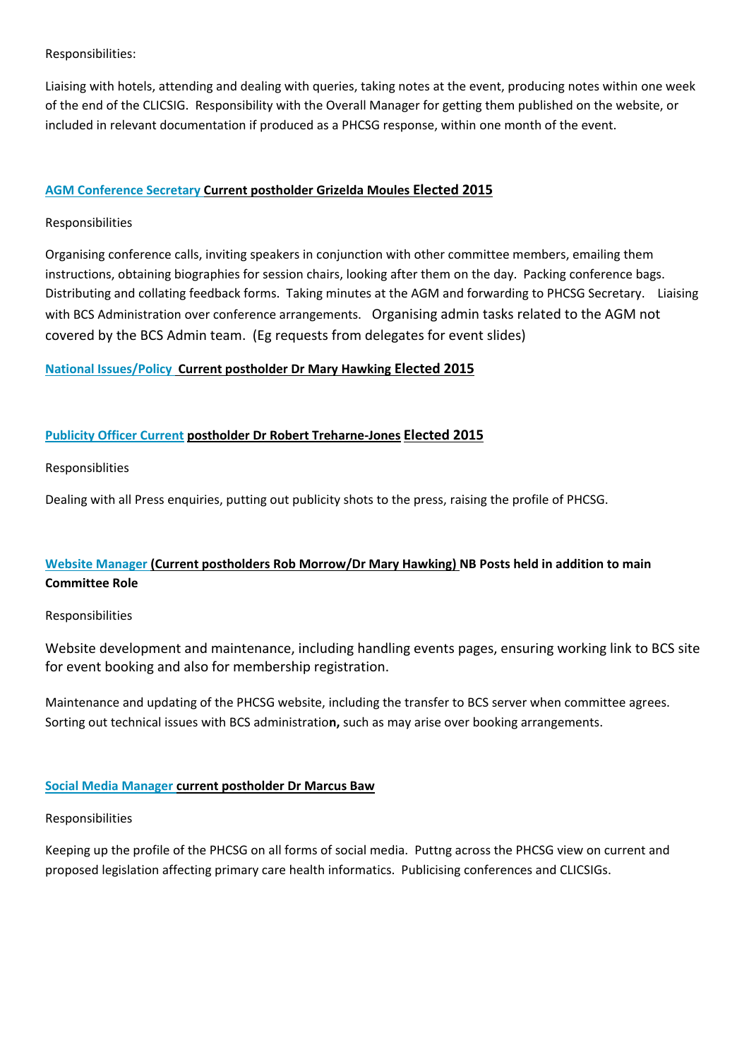Responsibilities:

Liaising with hotels, attending and dealing with queries, taking notes at the event, producing notes within one week of the end of the CLICSIG. Responsibility with the Overall Manager for getting them published on the website, or included in relevant documentation if produced as a PHCSG response, within one month of the event.

**AGM Conference Secretary Current postholder Grizelda Moules Elected 2015**

Responsibilities

Organising conference calls, inviting speakers in conjunction with other committee members, emailing them instructions, obtaining biographies for session chairs, looking after them on the day. Packing conference bags. Distributing and collating feedback forms. Taking minutes at the AGM and forwarding to PHCSG Secretary. Liaising with BCS Administration over conference arrangements. Organising admin tasks related to the AGM not covered by the BCS Admin team. (Eg requests from delegates for event slides)

**National Issues/Policy Current postholder Dr Mary Hawking Elected 2015**

**Publicity Officer Current postholder Dr Robert Treharne-Jones Elected 2015**

Responsiblities

Dealing with all Press enquiries, putting out publicity shots to the press, raising the profile of PHCSG.

**Website Manager (Current postholders Rob Morrow/Dr Mary Hawking) NB Posts held in addition to main Committee Role**

Responsibilities

Website development and maintenance, including handling events pages, ensuring working link to BCS site for event booking and also for membership registration.

Maintenance and updating of the PHCSG website, including the transfer to BCS server when committee agrees. Sorting out technical issues with BCS administration, such as may arise over booking arrangements.

**Social Media Manager current postholder Dr Marcus Baw**

Responsibilities

Keeping up the profile of the PHCSG on all forms of social media. Puttng across the PHCSG view on current and proposed legislation affecting primary care health informatics. Publicising conferences and CLICSIGs.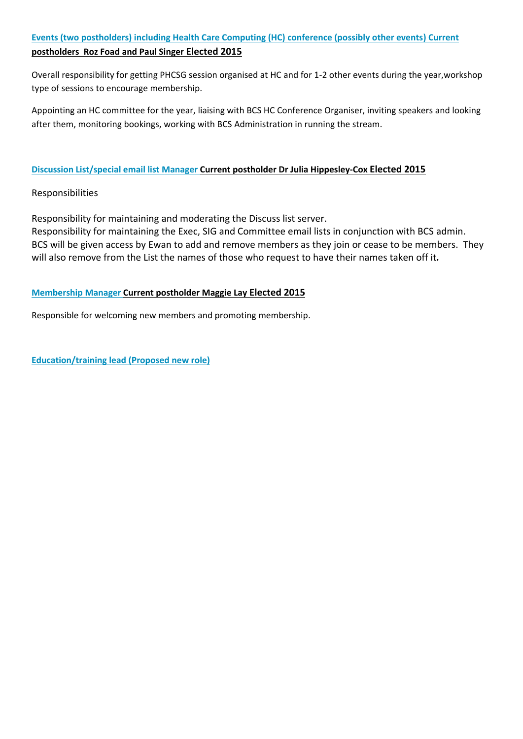### Events (two postholders) including Health Care Computing (HC) conference (possibly other events) Current postholders Roz Foad and Paul Singer Elected 2015

Overall responsibility for getting PHCSG session organised at HC and for 1-2 other events during the year,workshop type of sessions to encourage membership.

Appointing an HC committee for the year, liaising with BCS HC Conference Organiser, inviting speakers and looking after them, monitoring bookings, working with BCS Administration in running the stream.

### Discussion List/special email list Manager Current postholder Dr Julia Hippesley-Cox Elected 2015

Responsibilities

Responsibility for maintaining and moderating the Discuss list server.
Responsibility for maintaining the Exec, SIG and Committee email lists in conjunction with BCS admin. BCS will be given access by Ewan to add and remove members as they join or cease to be members. They will also remove from the List the names of those who request to have their names taken off it**.**

### Membership Manager Current postholder Maggie Lay Elected 2015

Responsible for welcoming new members and promoting membership.

### Education/training lead (Proposed new role)